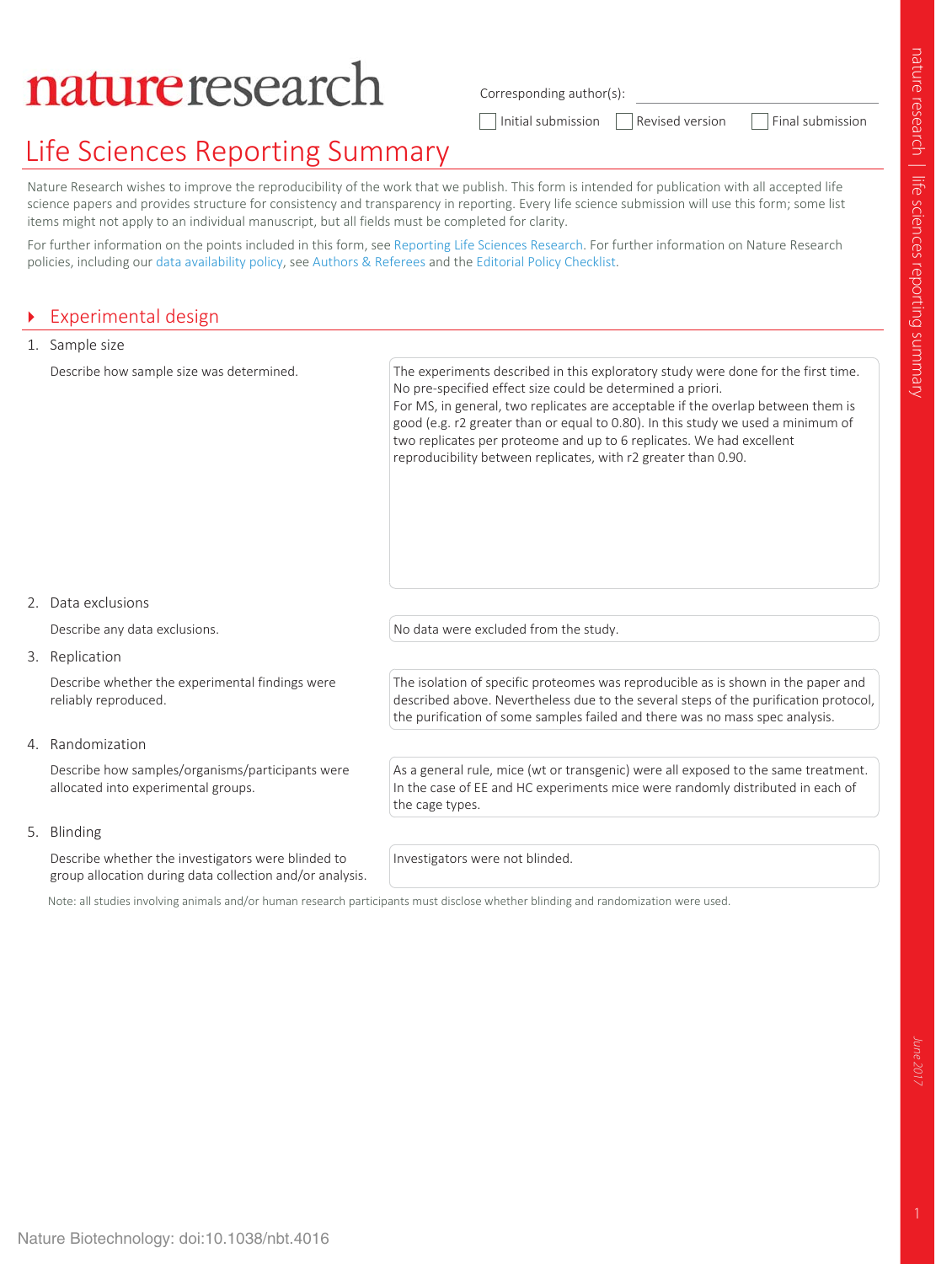# nature research

Corresponding author(s):

☐ Initial submission ☐ Revised version ☐ Final submission

# Life Sciences Reporting Summary

Nature Research wishes to improve the reproducibility of the work that we publish. This form is intended for publication with all accepted life science papers and provides structure for consistency and transparency in reporting. Every life science submission will use this form; some list items might not apply to an individual manuscript, but all fields must be completed for clarity.

For further information on the points included in this form, see Reporting Life Sciences Research. For further information on Nature Research policies, including our data availability policy, see Authors & Referees and the Editorial Policy Checklist.

## ▸ Experimental design

### 1. Sample size

Describe how sample size was determined.

The experiments described in this exploratory study were done for the first time. No pre-specified effect size could be determined a priori.
For MS, in general, two replicates are acceptable if the overlap between them is good (e.g. r2 greater than or equal to 0.80). In this study we used a minimum of two replicates per proteome and up to 6 replicates. We had excellent reproducibility between replicates, with r2 greater than 0.90.

### 2. Data exclusions

Describe any data exclusions.

No data were excluded from the study.

### 3. Replication

Describe whether the experimental findings were reliably reproduced.

The isolation of specific proteomes was reproducible as is shown in the paper and described above. Nevertheless due to the several steps of the purification protocol, the purification of some samples failed and there was no mass spec analysis.

### 4. Randomization

Describe how samples/organisms/participants were allocated into experimental groups.

As a general rule, mice (wt or transgenic) were all exposed to the same treatment. In the case of EE and HC experiments mice were randomly distributed in each of the cage types.

### 5. Blinding

Describe whether the investigators were blinded to group allocation during data collection and/or analysis.

Investigators were not blinded.

Note: all studies involving animals and/or human research participants must disclose whether blinding and randomization were used.

Nature Biotechnology: doi:10.1038/nbt.4016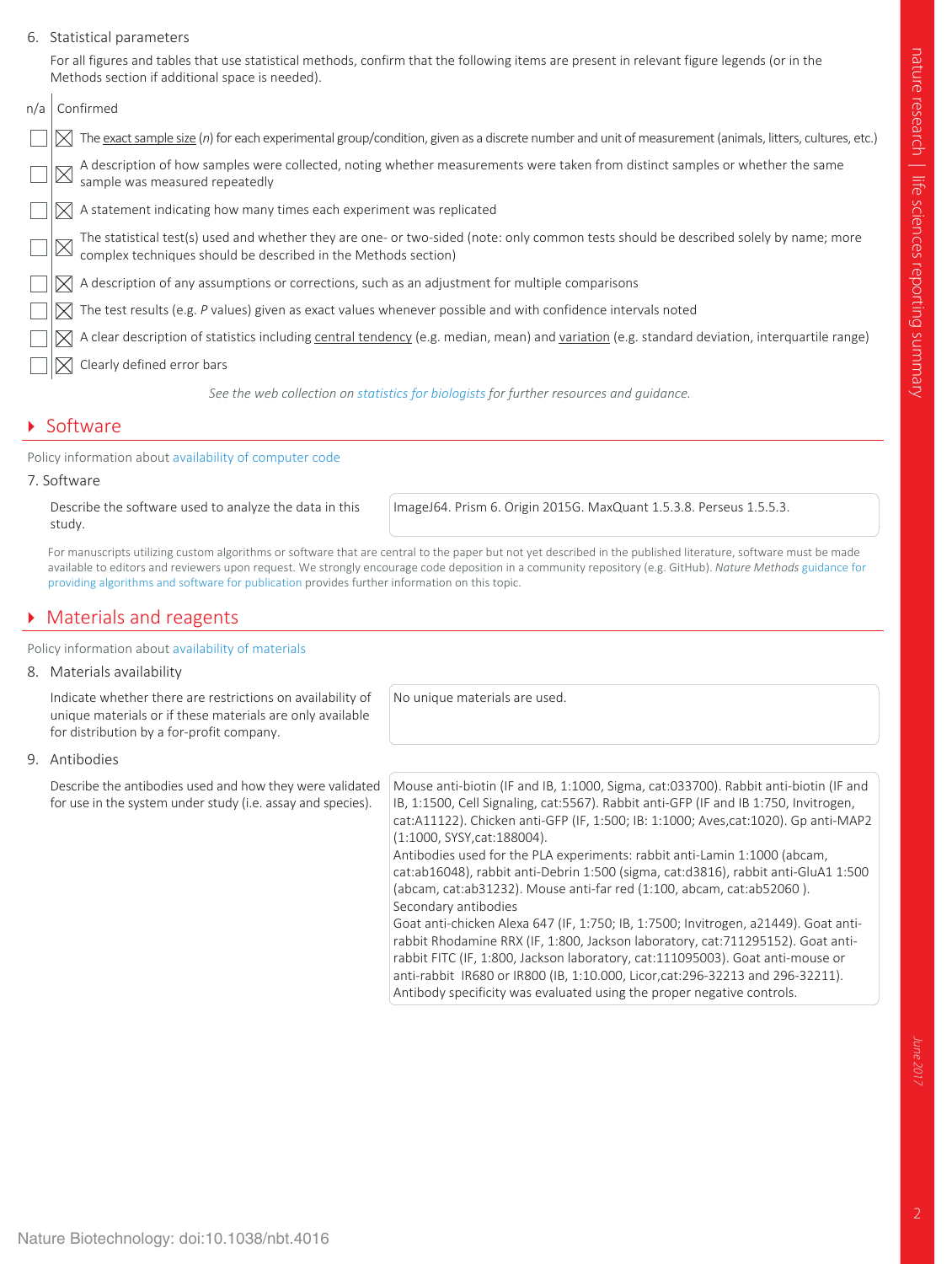6. Statistical parameters

For all figures and tables that use statistical methods, confirm that the following items are present in relevant figure legends (or in the Methods section if additional space is needed).

| n/a | Confirmed | |
|---|---|---|
| ☐ | ☒ | The exact sample size ($n$) for each experimental group/condition, given as a discrete number and unit of measurement (animals, litters, cultures, etc.) |
| ☐ | ☒ | A description of how samples were collected, noting whether measurements were taken from distinct samples or whether the same sample was measured repeatedly |
| ☐ | ☒ | A statement indicating how many times each experiment was replicated |
| ☐ | ☒ | The statistical test(s) used and whether they are one- or two-sided (note: only common tests should be described solely by name; more complex techniques should be described in the Methods section) |
| ☐ | ☒ | A description of any assumptions or corrections, such as an adjustment for multiple comparisons |
| ☐ | ☒ | The test results (e.g. $P$ values) given as exact values whenever possible and with confidence intervals noted |
| ☐ | ☒ | A clear description of statistics including central tendency (e.g. median, mean) and variation (e.g. standard deviation, interquartile range) |
| ☐ | ☒ | Clearly defined error bars |

*See the web collection on statistics for biologists for further resources and guidance.*

## Software

Policy information about availability of computer code

7. Software

| | |
|---|---|
| Describe the software used to analyze the data in this study. | ImageJ64. Prism 6. Origin 2015G. MaxQuant 1.5.3.8. Perseus 1.5.5.3. |

For manuscripts utilizing custom algorithms or software that are central to the paper but not yet described in the published literature, software must be made available to editors and reviewers upon request. We strongly encourage code deposition in a community repository (e.g. GitHub). *Nature Methods* guidance for providing algorithms and software for publication provides further information on this topic.

## Materials and reagents

Policy information about availability of materials

8. Materials availability

| | |
|---|---|
| Indicate whether there are restrictions on availability of unique materials or if these materials are only available for distribution by a for-profit company. | No unique materials are used. |

9. Antibodies

| | |
|---|---|
| Describe the antibodies used and how they were validated for use in the system under study (i.e. assay and species). | Mouse anti-biotin (IF and IB, 1:1000, Sigma, cat:033700). Rabbit anti-biotin (IF and IB, 1:1500, Cell Signaling, cat:5567). Rabbit anti-GFP (IF and IB 1:750, Invitrogen, cat:A11122). Chicken anti-GFP (IF, 1:500; IB: 1:1000; Aves,cat:1020). Gp anti-MAP2 (1:1000, SYSY,cat:188004).<br>Antibodies used for the PLA experiments: rabbit anti-Lamin 1:1000 (abcam, cat:ab16048), rabbit anti-Debrin 1:500 (sigma, cat:d3816), rabbit anti-GluA1 1:500 (abcam, cat:ab31232). Mouse anti-far red (1:100, abcam, cat:ab52060 ).<br>Secondary antibodies<br>Goat anti-chicken Alexa 647 (IF, 1:750; IB, 1:7500; Invitrogen, a21449). Goat anti-rabbit Rhodamine RRX (IF, 1:800, Jackson laboratory, cat:711295152). Goat anti-rabbit FITC (IF, 1:800, Jackson laboratory, cat:111095003). Goat anti-mouse or anti-rabbit IR680 or IR800 (IB, 1:10.000, Licor,cat:296-32213 and 296-32211).<br>Antibody specificity was evaluated using the proper negative controls. |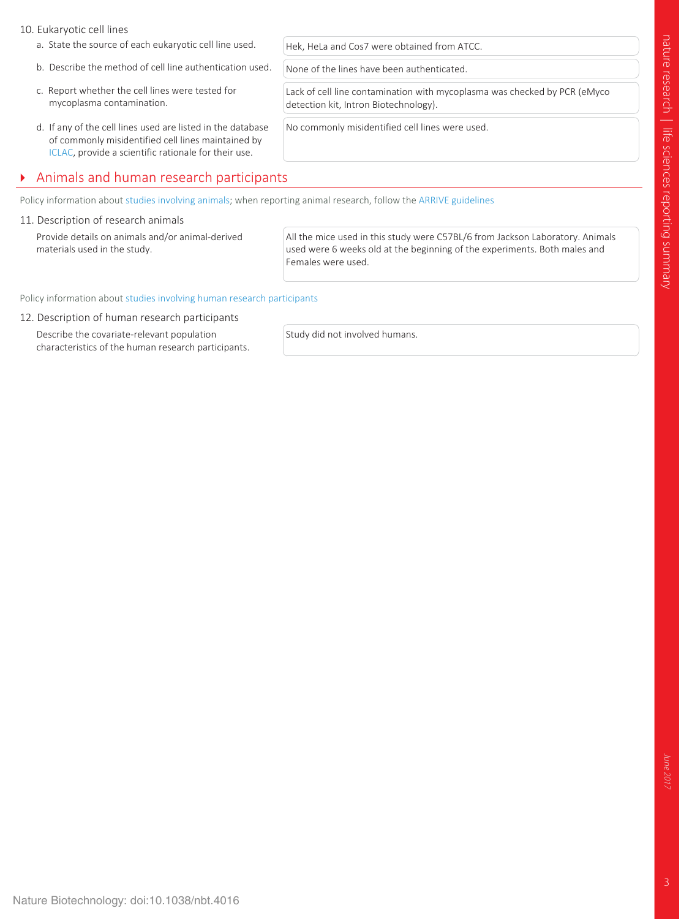10. Eukaryotic cell lines

a. State the source of each eukaryotic cell line used.

Hek, HeLa and Cos7 were obtained from ATCC.

b. Describe the method of cell line authentication used.

None of the lines have been authenticated.

c. Report whether the cell lines were tested for mycoplasma contamination.

Lack of cell line contamination with mycoplasma was checked by PCR (eMyco detection kit, Intron Biotechnology).

d. If any of the cell lines used are listed in the database of commonly misidentified cell lines maintained by ICLAC, provide a scientific rationale for their use.

No commonly misidentified cell lines were used.

## Animals and human research participants

Policy information about studies involving animals; when reporting animal research, follow the ARRIVE guidelines

11. Description of research animals

Provide details on animals and/or animal-derived materials used in the study.

All the mice used in this study were C57BL/6 from Jackson Laboratory. Animals used were 6 weeks old at the beginning of the experiments. Both males and Females were used.

Policy information about studies involving human research participants

12. Description of human research participants

Describe the covariate-relevant population characteristics of the human research participants.

Study did not involved humans.

Nature Biotechnology: doi:10.1038/nbt.4016